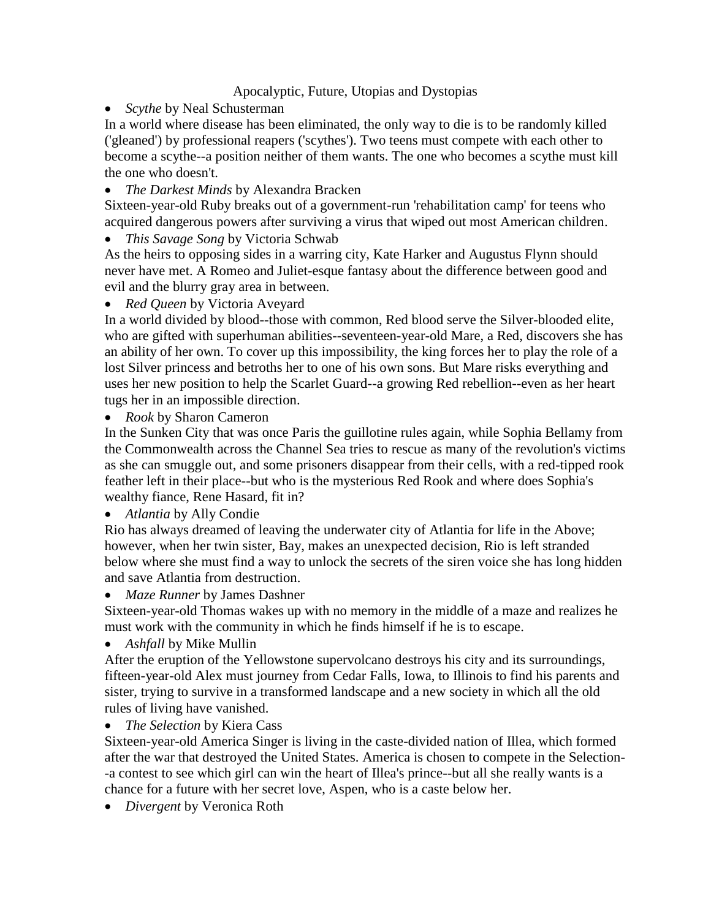# Apocalyptic, Future, Utopias and Dystopias

- *Scythe* by Neal Schusterman

In a world where disease has been eliminated, the only way to die is to be randomly killed ('gleaned') by professional reapers ('scythes'). Two teens must compete with each other to become a scythe--a position neither of them wants. The one who becomes a scythe must kill the one who doesn't.

- *The Darkest Minds* by Alexandra Bracken

Sixteen-year-old Ruby breaks out of a government-run 'rehabilitation camp' for teens who acquired dangerous powers after surviving a virus that wiped out most American children.

- *This Savage Song* by Victoria Schwab

As the heirs to opposing sides in a warring city, Kate Harker and Augustus Flynn should never have met. A Romeo and Juliet-esque fantasy about the difference between good and evil and the blurry gray area in between.

- *Red Queen* by Victoria Aveyard

In a world divided by blood--those with common, Red blood serve the Silver-blooded elite, who are gifted with superhuman abilities--seventeen-year-old Mare, a Red, discovers she has an ability of her own. To cover up this impossibility, the king forces her to play the role of a lost Silver princess and betroths her to one of his own sons. But Mare risks everything and uses her new position to help the Scarlet Guard--a growing Red rebellion--even as her heart tugs her in an impossible direction.

- *Rook* by Sharon Cameron

In the Sunken City that was once Paris the guillotine rules again, while Sophia Bellamy from the Commonwealth across the Channel Sea tries to rescue as many of the revolution's victims as she can smuggle out, and some prisoners disappear from their cells, with a red-tipped rook feather left in their place--but who is the mysterious Red Rook and where does Sophia's wealthy fiance, Rene Hasard, fit in?

- *Atlantia* by Ally Condie

Rio has always dreamed of leaving the underwater city of Atlantia for life in the Above; however, when her twin sister, Bay, makes an unexpected decision, Rio is left stranded below where she must find a way to unlock the secrets of the siren voice she has long hidden and save Atlantia from destruction.

- *Maze Runner* by James Dashner

Sixteen-year-old Thomas wakes up with no memory in the middle of a maze and realizes he must work with the community in which he finds himself if he is to escape.

- *Ashfall* by Mike Mullin

After the eruption of the Yellowstone supervolcano destroys his city and its surroundings, fifteen-year-old Alex must journey from Cedar Falls, Iowa, to Illinois to find his parents and sister, trying to survive in a transformed landscape and a new society in which all the old rules of living have vanished.

- *The Selection* by Kiera Cass

Sixteen-year-old America Singer is living in the caste-divided nation of Illea, which formed after the war that destroyed the United States. America is chosen to compete in the Selection--a contest to see which girl can win the heart of Illea's prince--but all she really wants is a chance for a future with her secret love, Aspen, who is a caste below her.

- *Divergent* by Veronica Roth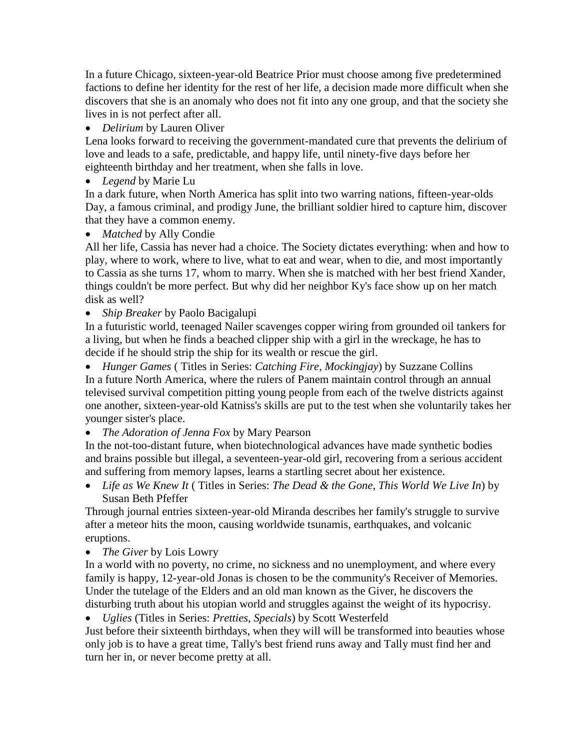In a future Chicago, sixteen-year-old Beatrice Prior must choose among five predetermined factions to define her identity for the rest of her life, a decision made more difficult when she discovers that she is an anomaly who does not fit into any one group, and that the society she lives in is not perfect after all.

- *Delirium* by Lauren Oliver

Lena looks forward to receiving the government-mandated cure that prevents the delirium of love and leads to a safe, predictable, and happy life, until ninety-five days before her eighteenth birthday and her treatment, when she falls in love.

- *Legend* by Marie Lu

In a dark future, when North America has split into two warring nations, fifteen-year-olds Day, a famous criminal, and prodigy June, the brilliant soldier hired to capture him, discover that they have a common enemy.

- *Matched* by Ally Condie

All her life, Cassia has never had a choice. The Society dictates everything: when and how to play, where to work, where to live, what to eat and wear, when to die, and most importantly to Cassia as she turns 17, whom to marry. When she is matched with her best friend Xander, things couldn't be more perfect. But why did her neighbor Ky's face show up on her match disk as well?

- *Ship Breaker* by Paolo Bacigalupi

In a futuristic world, teenaged Nailer scavenges copper wiring from grounded oil tankers for a living, but when he finds a beached clipper ship with a girl in the wreckage, he has to decide if he should strip the ship for its wealth or rescue the girl.

- *Hunger Games* ( Titles in Series: *Catching Fire*, *Mockingjay*) by Suzzane Collins

In a future North America, where the rulers of Panem maintain control through an annual televised survival competition pitting young people from each of the twelve districts against one another, sixteen-year-old Katniss's skills are put to the test when she voluntarily takes her younger sister's place.

- *The Adoration of Jenna Fox* by Mary Pearson

In the not-too-distant future, when biotechnological advances have made synthetic bodies and brains possible but illegal, a seventeen-year-old girl, recovering from a serious accident and suffering from memory lapses, learns a startling secret about her existence.

- *Life as We Knew It* ( Titles in Series: *The Dead & the Gone*, *This World We Live In*) by Susan Beth Pfeffer

Through journal entries sixteen-year-old Miranda describes her family's struggle to survive after a meteor hits the moon, causing worldwide tsunamis, earthquakes, and volcanic eruptions.

- *The Giver* by Lois Lowry

In a world with no poverty, no crime, no sickness and no unemployment, and where every family is happy, 12-year-old Jonas is chosen to be the community's Receiver of Memories. Under the tutelage of the Elders and an old man known as the Giver, he discovers the disturbing truth about his utopian world and struggles against the weight of its hypocrisy.

- *Uglies* (Titles in Series: *Pretties*, *Specials*) by Scott Westerfeld

Just before their sixteenth birthdays, when they will will be transformed into beauties whose only job is to have a great time, Tally's best friend runs away and Tally must find her and turn her in, or never become pretty at all.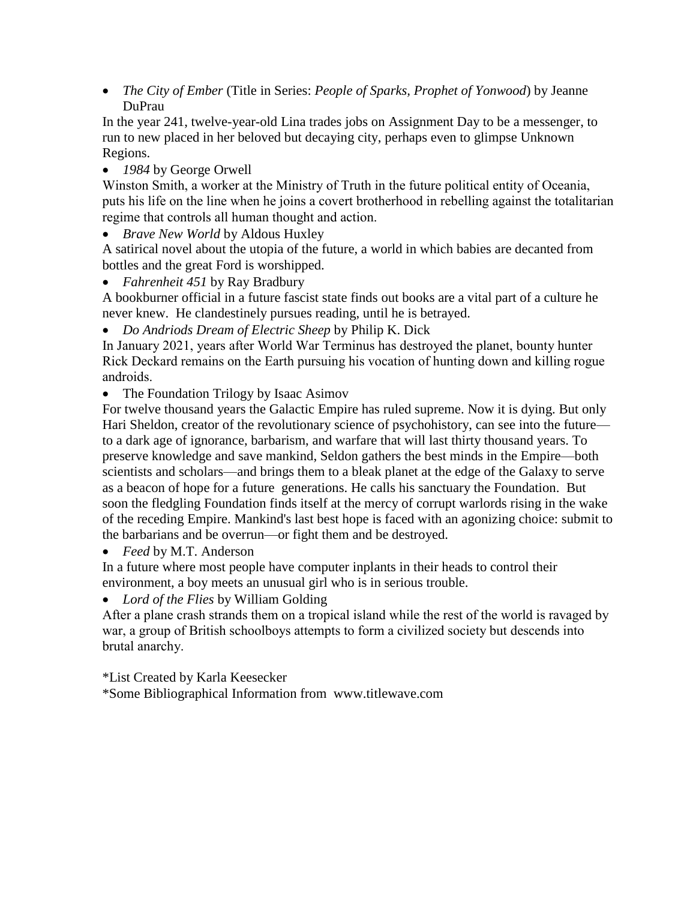- *The City of Ember* (Title in Series: *People of Sparks, Prophet of Yonwood*) by Jeanne DuPrau

In the year 241, twelve-year-old Lina trades jobs on Assignment Day to be a messenger, to run to new placed in her beloved but decaying city, perhaps even to glimpse Unknown Regions.

- *1984* by George Orwell

Winston Smith, a worker at the Ministry of Truth in the future political entity of Oceania, puts his life on the line when he joins a covert brotherhood in rebelling against the totalitarian regime that controls all human thought and action.

- *Brave New World* by Aldous Huxley

A satirical novel about the utopia of the future, a world in which babies are decanted from bottles and the great Ford is worshipped.

- *Fahrenheit 451* by Ray Bradbury

A bookburner official in a future fascist state finds out books are a vital part of a culture he never knew. He clandestinely pursues reading, until he is betrayed.

- *Do Andriods Dream of Electric Sheep* by Philip K. Dick

In January 2021, years after World War Terminus has destroyed the planet, bounty hunter Rick Deckard remains on the Earth pursuing his vocation of hunting down and killing rogue androids.

- The Foundation Trilogy by Isaac Asimov

For twelve thousand years the Galactic Empire has ruled supreme. Now it is dying. But only Hari Sheldon, creator of the revolutionary science of psychohistory, can see into the future—to a dark age of ignorance, barbarism, and warfare that will last thirty thousand years. To preserve knowledge and save mankind, Seldon gathers the best minds in the Empire—both scientists and scholars—and brings them to a bleak planet at the edge of the Galaxy to serve as a beacon of hope for a future generations. He calls his sanctuary the Foundation. But soon the fledgling Foundation finds itself at the mercy of corrupt warlords rising in the wake of the receding Empire. Mankind's last best hope is faced with an agonizing choice: submit to the barbarians and be overrun—or fight them and be destroyed.

- *Feed* by M.T. Anderson

In a future where most people have computer inplants in their heads to control their environment, a boy meets an unusual girl who is in serious trouble.

- *Lord of the Flies* by William Golding

After a plane crash strands them on a tropical island while the rest of the world is ravaged by war, a group of British schoolboys attempts to form a civilized society but descends into brutal anarchy.

*List Created by Karla Keesecker

*Some Bibliographical Information from www.titlewave.com